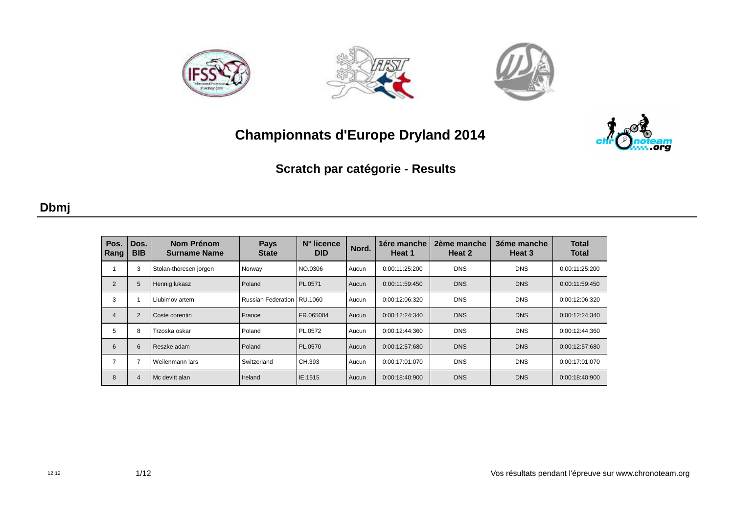# Championnats d'Europe Dryland 2014

## Scratch par catégorie - Results

### Dbmj

| Pos. Rang | Dos. BIB | Nom Prénom Surname Name | Pays State | N° licence DID | Nord. | 1ére manche Heat 1 | 2ème manche Heat 2 | 3éme manche Heat 3 | Total Total |
|---|---|---|---|---|---|---|---|---|---|
| 1 | 3 | Stolan-thoresen jorgen | Norway | NO.0306 | Aucun | 0:00:11:25:200 | DNS | DNS | 0:00:11:25:200 |
| 2 | 5 | Hennig lukasz | Poland | PL.0571 | Aucun | 0:00:11:59:450 | DNS | DNS | 0:00:11:59:450 |
| 3 | 1 | Liubimov artem | Russian Federation | RU.1060 | Aucun | 0:00:12:06:320 | DNS | DNS | 0:00:12:06:320 |
| 4 | 2 | Coste corentin | France | FR.065004 | Aucun | 0:00:12:24:340 | DNS | DNS | 0:00:12:24:340 |
| 5 | 8 | Trzoska oskar | Poland | PL.0572 | Aucun | 0:00:12:44:360 | DNS | DNS | 0:00:12:44:360 |
| 6 | 6 | Reszke adam | Poland | PL.0570 | Aucun | 0:00:12:57:680 | DNS | DNS | 0:00:12:57:680 |
| 7 | 7 | Weilenmann lars | Switzerland | CH.393 | Aucun | 0:00:17:01:070 | DNS | DNS | 0:00:17:01:070 |
| 8 | 4 | Mc devitt alan | Ireland | IE.1515 | Aucun | 0:00:18:40:900 | DNS | DNS | 0:00:18:40:900 |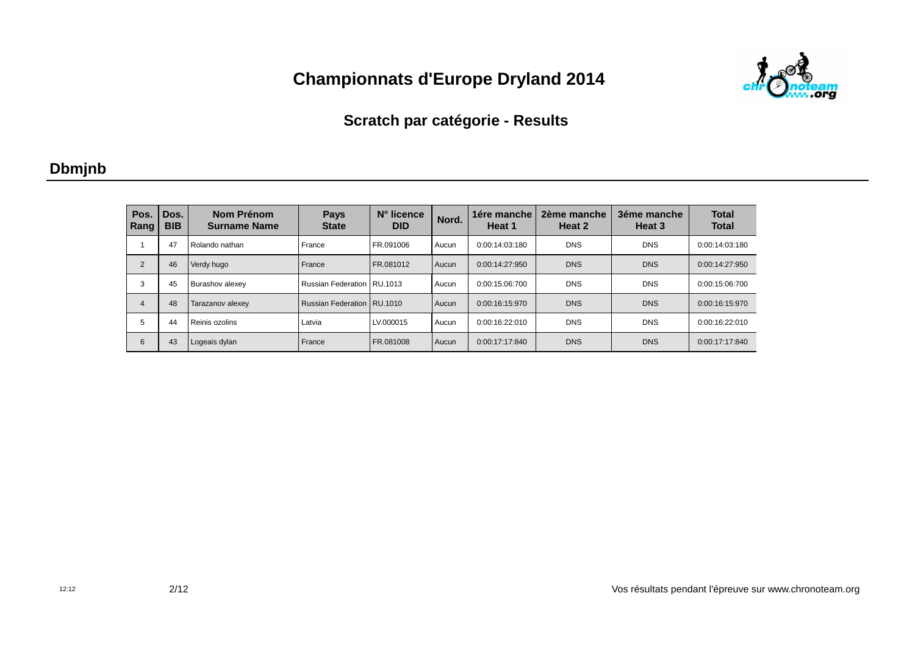# Championnats d'Europe Dryland 2014

## Scratch par catégorie - Results

### Dbmjnb

| Pos. Rang | Dos. BIB | Nom Prénom Surname Name | Pays State | N° licence DID | Nord. | 1ére manche Heat 1 | 2ème manche Heat 2 | 3éme manche Heat 3 | Total Total |
|---|---|---|---|---|---|---|---|---|---|
| 1 | 47 | Rolando nathan | France | FR.091006 | Aucun | 0:00:14:03:180 | DNS | DNS | 0:00:14:03:180 |
| 2 | 46 | Verdy hugo | France | FR.081012 | Aucun | 0:00:14:27:950 | DNS | DNS | 0:00:14:27:950 |
| 3 | 45 | Burashov alexey | Russian Federation | RU.1013 | Aucun | 0:00:15:06:700 | DNS | DNS | 0:00:15:06:700 |
| 4 | 48 | Tarazanov alexey | Russian Federation | RU.1010 | Aucun | 0:00:16:15:970 | DNS | DNS | 0:00:16:15:970 |
| 5 | 44 | Reinis ozolins | Latvia | LV.000015 | Aucun | 0:00:16:22:010 | DNS | DNS | 0:00:16:22:010 |
| 6 | 43 | Logeais dylan | France | FR.081008 | Aucun | 0:00:17:17:840 | DNS | DNS | 0:00:17:17:840 |

12:12

Vos résultats pendant l'épreuve sur www.chronoteam.org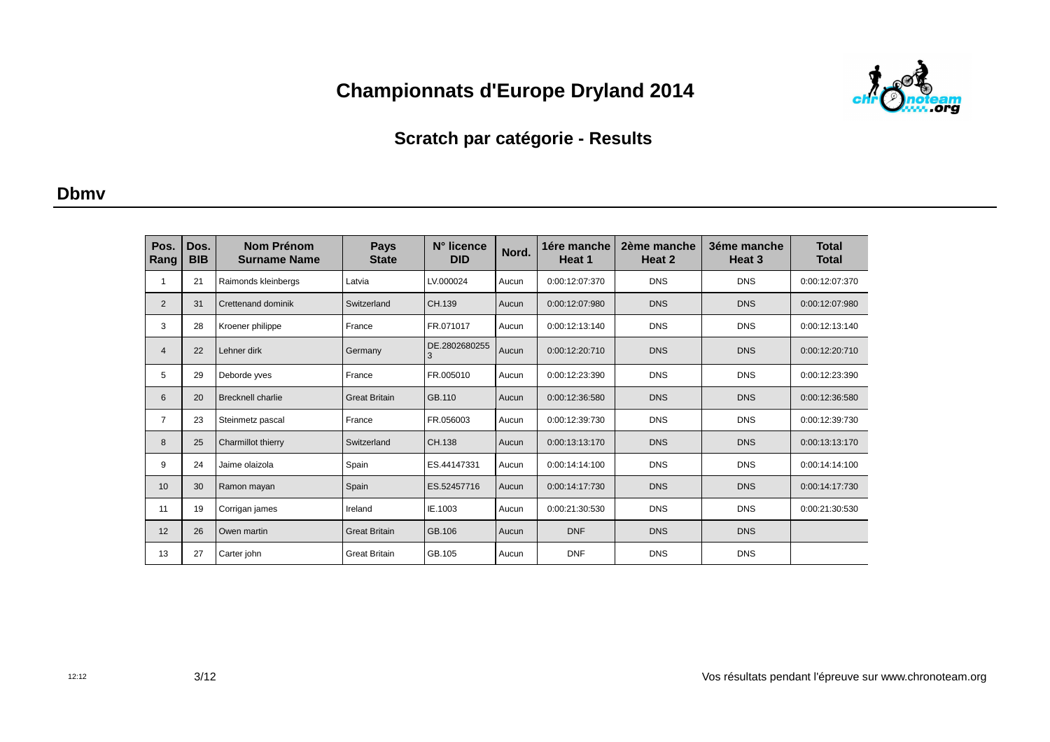# Championnats d'Europe Dryland 2014

## Scratch par catégorie - Results

### Dbmv

| Pos. Rang | Dos. BIB | Nom Prénom Surname Name | Pays State | N° licence DID | Nord. | 1ére manche Heat 1 | 2ème manche Heat 2 | 3éme manche Heat 3 | Total Total |
|---|---|---|---|---|---|---|---|---|---|
| 1 | 21 | Raimonds kleinbergs | Latvia | LV.000024 | Aucun | 0:00:12:07:370 | DNS | DNS | 0:00:12:07:370 |
| 2 | 31 | Crettenand dominik | Switzerland | CH.139 | Aucun | 0:00:12:07:980 | DNS | DNS | 0:00:12:07:980 |
| 3 | 28 | Kroener philippe | France | FR.071017 | Aucun | 0:00:12:13:140 | DNS | DNS | 0:00:12:13:140 |
| 4 | 22 | Lehner dirk | Germany | DE.28026802553 | Aucun | 0:00:12:20:710 | DNS | DNS | 0:00:12:20:710 |
| 5 | 29 | Deborde yves | France | FR.005010 | Aucun | 0:00:12:23:390 | DNS | DNS | 0:00:12:23:390 |
| 6 | 20 | Brecknell charlie | Great Britain | GB.110 | Aucun | 0:00:12:36:580 | DNS | DNS | 0:00:12:36:580 |
| 7 | 23 | Steinmetz pascal | France | FR.056003 | Aucun | 0:00:12:39:730 | DNS | DNS | 0:00:12:39:730 |
| 8 | 25 | Charmillot thierry | Switzerland | CH.138 | Aucun | 0:00:13:13:170 | DNS | DNS | 0:00:13:13:170 |
| 9 | 24 | Jaime olaizola | Spain | ES.44147331 | Aucun | 0:00:14:14:100 | DNS | DNS | 0:00:14:14:100 |
| 10 | 30 | Ramon mayan | Spain | ES.52457716 | Aucun | 0:00:14:17:730 | DNS | DNS | 0:00:14:17:730 |
| 11 | 19 | Corrigan james | Ireland | IE.1003 | Aucun | 0:00:21:30:530 | DNS | DNS | 0:00:21:30:530 |
| 12 | 26 | Owen martin | Great Britain | GB.106 | Aucun | DNF | DNS | DNS | |
| 13 | 27 | Carter john | Great Britain | GB.105 | Aucun | DNF | DNS | DNS | |

Vos résultats pendant l'épreuve sur www.chronoteam.org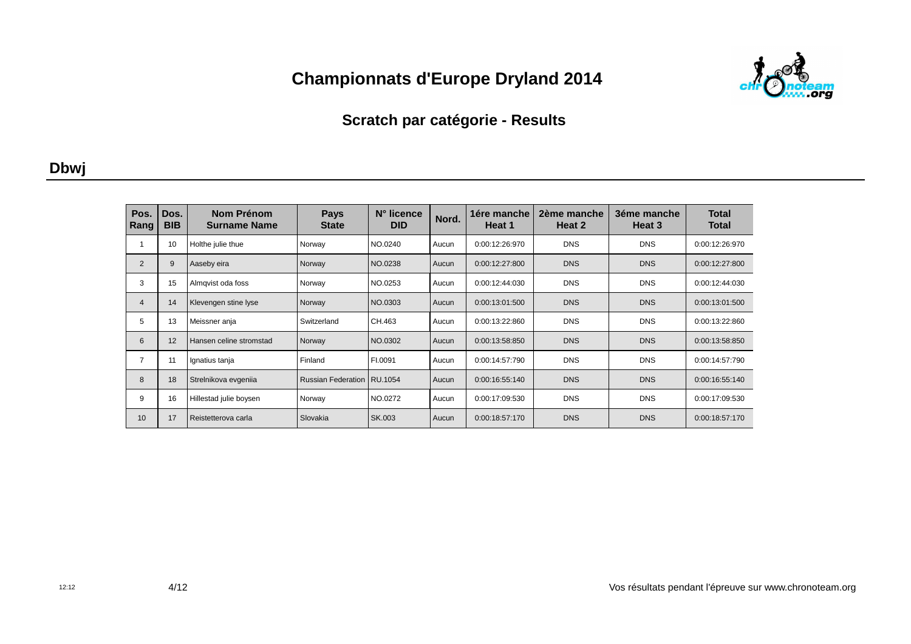# Championnats d'Europe Dryland 2014

## Scratch par catégorie - Results

### Dbwj

| Pos. Rang | Dos. BIB | Nom Prénom Surname Name | Pays State | N° licence DID | Nord. | 1ére manche Heat 1 | 2ème manche Heat 2 | 3éme manche Heat 3 | Total Total |
|---|---|---|---|---|---|---|---|---|---|
| 1 | 10 | Holthe julie thue | Norway | NO.0240 | Aucun | 0:00:12:26:970 | DNS | DNS | 0:00:12:26:970 |
| 2 | 9 | Aaseby eira | Norway | NO.0238 | Aucun | 0:00:12:27:800 | DNS | DNS | 0:00:12:27:800 |
| 3 | 15 | Almqvist oda foss | Norway | NO.0253 | Aucun | 0:00:12:44:030 | DNS | DNS | 0:00:12:44:030 |
| 4 | 14 | Klevengen stine lyse | Norway | NO.0303 | Aucun | 0:00:13:01:500 | DNS | DNS | 0:00:13:01:500 |
| 5 | 13 | Meissner anja | Switzerland | CH.463 | Aucun | 0:00:13:22:860 | DNS | DNS | 0:00:13:22:860 |
| 6 | 12 | Hansen celine stromstad | Norway | NO.0302 | Aucun | 0:00:13:58:850 | DNS | DNS | 0:00:13:58:850 |
| 7 | 11 | Ignatius tanja | Finland | FI.0091 | Aucun | 0:00:14:57:790 | DNS | DNS | 0:00:14:57:790 |
| 8 | 18 | Strelnikova evgeniia | Russian Federation | RU.1054 | Aucun | 0:00:16:55:140 | DNS | DNS | 0:00:16:55:140 |
| 9 | 16 | Hillestad julie boysen | Norway | NO.0272 | Aucun | 0:00:17:09:530 | DNS | DNS | 0:00:17:09:530 |
| 10 | 17 | Reistetterova carla | Slovakia | SK.003 | Aucun | 0:00:18:57:170 | DNS | DNS | 0:00:18:57:170 |

Vos résultats pendant l'épreuve sur www.chronoteam.org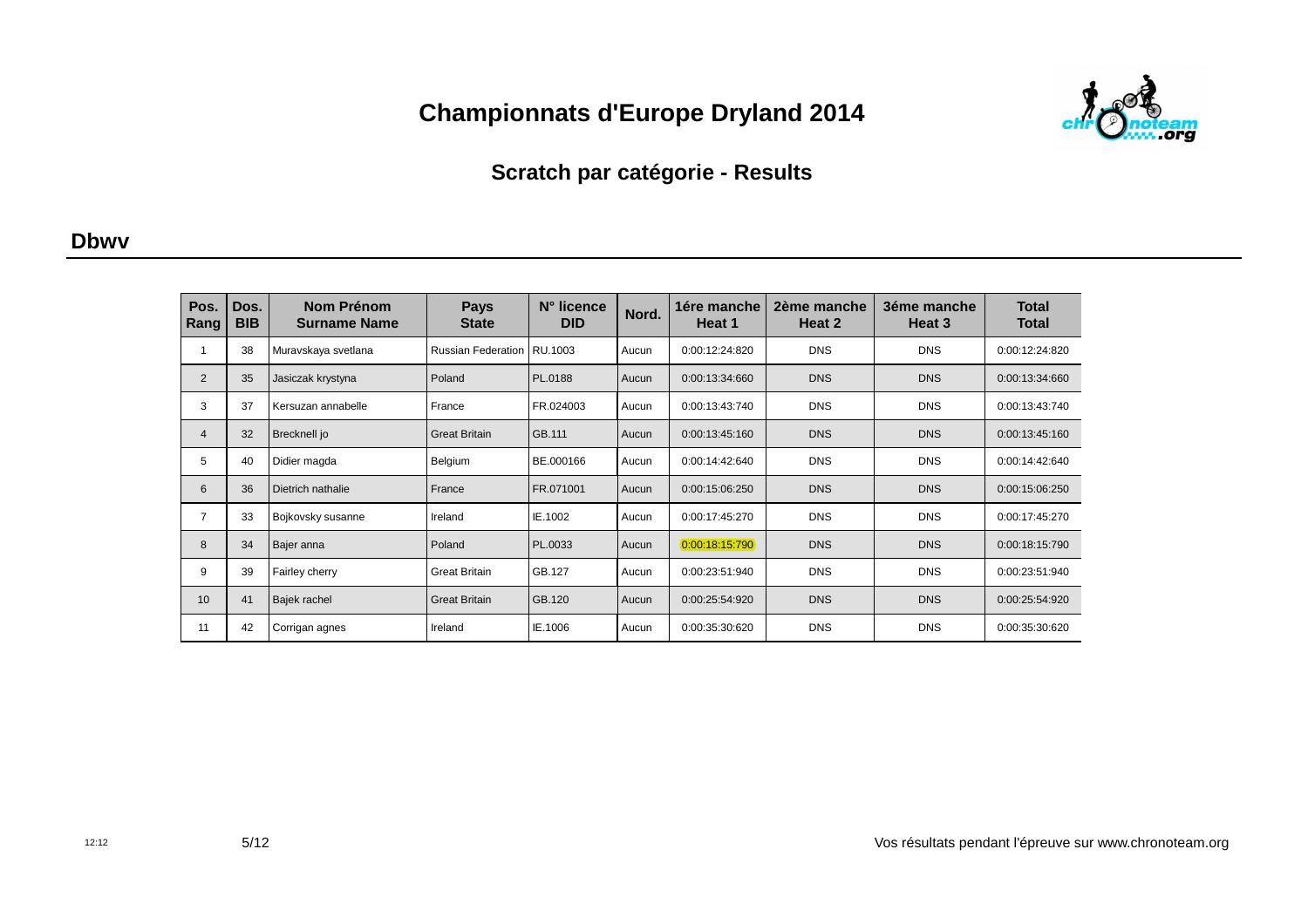# Championnats d'Europe Dryland 2014

## Scratch par catégorie - Results

### Dbwv

| Pos. Rang | Dos. BIB | Nom Prénom Surname Name | Pays State | N° licence DID | Nord. | 1ére manche Heat 1 | 2ème manche Heat 2 | 3éme manche Heat 3 | Total Total |
|---|---|---|---|---|---|---|---|---|---|
| 1 | 38 | Muravskaya svetlana | Russian Federation | RU.1003 | Aucun | 0:00:12:24:820 | DNS | DNS | 0:00:12:24:820 |
| 2 | 35 | Jasiczak krystyna | Poland | PL.0188 | Aucun | 0:00:13:34:660 | DNS | DNS | 0:00:13:34:660 |
| 3 | 37 | Kersuzan annabelle | France | FR.024003 | Aucun | 0:00:13:43:740 | DNS | DNS | 0:00:13:43:740 |
| 4 | 32 | Brecknell jo | Great Britain | GB.111 | Aucun | 0:00:13:45:160 | DNS | DNS | 0:00:13:45:160 |
| 5 | 40 | Didier magda | Belgium | BE.000166 | Aucun | 0:00:14:42:640 | DNS | DNS | 0:00:14:42:640 |
| 6 | 36 | Dietrich nathalie | France | FR.071001 | Aucun | 0:00:15:06:250 | DNS | DNS | 0:00:15:06:250 |
| 7 | 33 | Bojkovsky susanne | Ireland | IE.1002 | Aucun | 0:00:17:45:270 | DNS | DNS | 0:00:17:45:270 |
| 8 | 34 | Bajer anna | Poland | PL.0033 | Aucun | 0:00:18:15:790 | DNS | DNS | 0:00:18:15:790 |
| 9 | 39 | Fairley cherry | Great Britain | GB.127 | Aucun | 0:00:23:51:940 | DNS | DNS | 0:00:23:51:940 |
| 10 | 41 | Bajek rachel | Great Britain | GB.120 | Aucun | 0:00:25:54:920 | DNS | DNS | 0:00:25:54:920 |
| 11 | 42 | Corrigan agnes | Ireland | IE.1006 | Aucun | 0:00:35:30:620 | DNS | DNS | 0:00:35:30:620 |

Vos résultats pendant l'épreuve sur www.chronoteam.org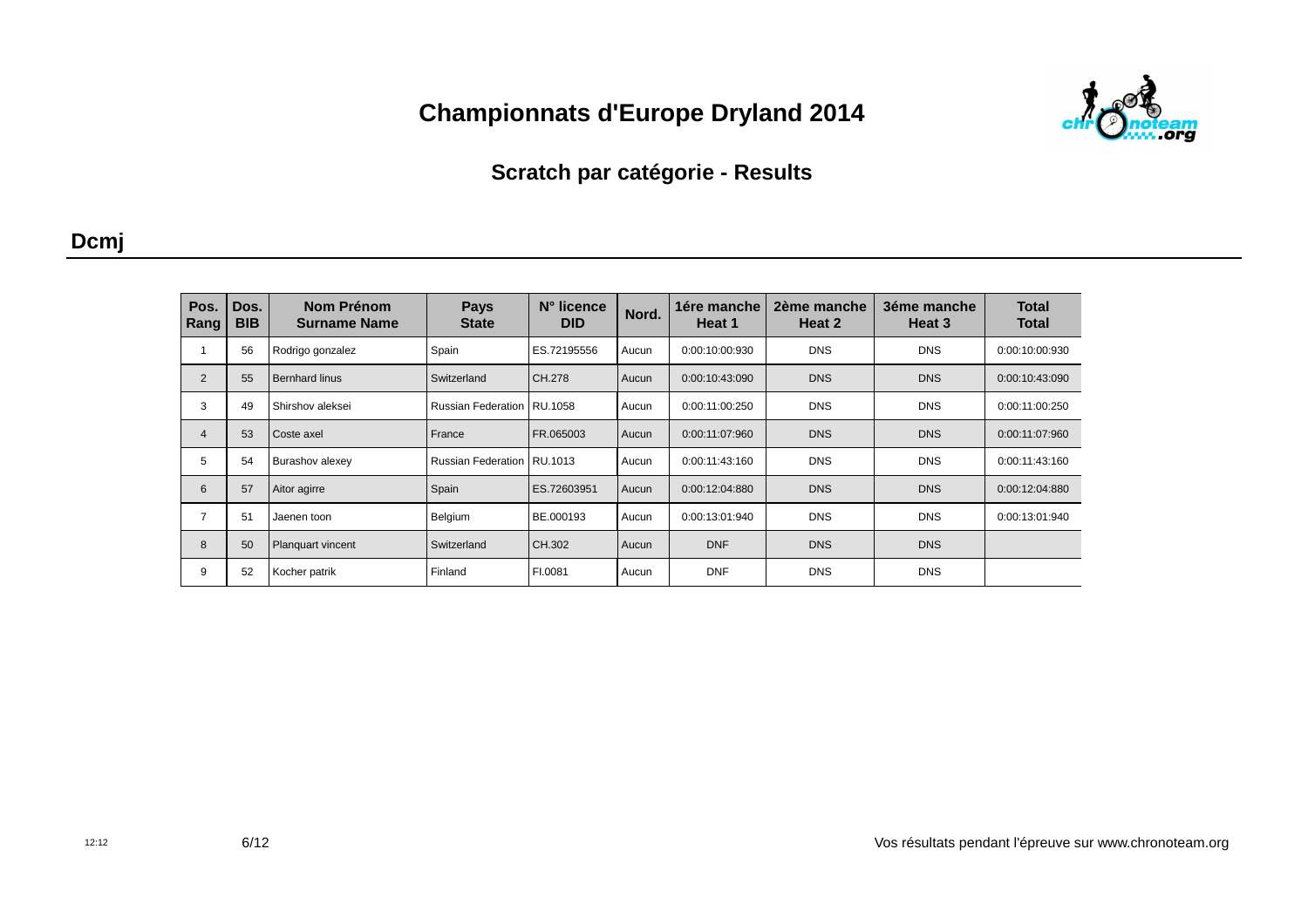# Championnats d'Europe Dryland 2014

## Scratch par catégorie - Results

### Dcmj

| Pos. Rang | Dos. BIB | Nom Prénom Surname Name | Pays State | N° licence DID | Nord. | 1ére manche Heat 1 | 2ème manche Heat 2 | 3éme manche Heat 3 | Total Total |
|---|---|---|---|---|---|---|---|---|---|
| 1 | 56 | Rodrigo gonzalez | Spain | ES.72195556 | Aucun | 0:00:10:00:930 | DNS | DNS | 0:00:10:00:930 |
| 2 | 55 | Bernhard linus | Switzerland | CH.278 | Aucun | 0:00:10:43:090 | DNS | DNS | 0:00:10:43:090 |
| 3 | 49 | Shirshov aleksei | Russian Federation | RU.1058 | Aucun | 0:00:11:00:250 | DNS | DNS | 0:00:11:00:250 |
| 4 | 53 | Coste axel | France | FR.065003 | Aucun | 0:00:11:07:960 | DNS | DNS | 0:00:11:07:960 |
| 5 | 54 | Burashov alexey | Russian Federation | RU.1013 | Aucun | 0:00:11:43:160 | DNS | DNS | 0:00:11:43:160 |
| 6 | 57 | Aitor agirre | Spain | ES.72603951 | Aucun | 0:00:12:04:880 | DNS | DNS | 0:00:12:04:880 |
| 7 | 51 | Jaenen toon | Belgium | BE.000193 | Aucun | 0:00:13:01:940 | DNS | DNS | 0:00:13:01:940 |
| 8 | 50 | Planquart vincent | Switzerland | CH.302 | Aucun | DNF | DNS | DNS | |
| 9 | 52 | Kocher patrik | Finland | FI.0081 | Aucun | DNF | DNS | DNS | |

12:12

Vos résultats pendant l'épreuve sur www.chronoteam.org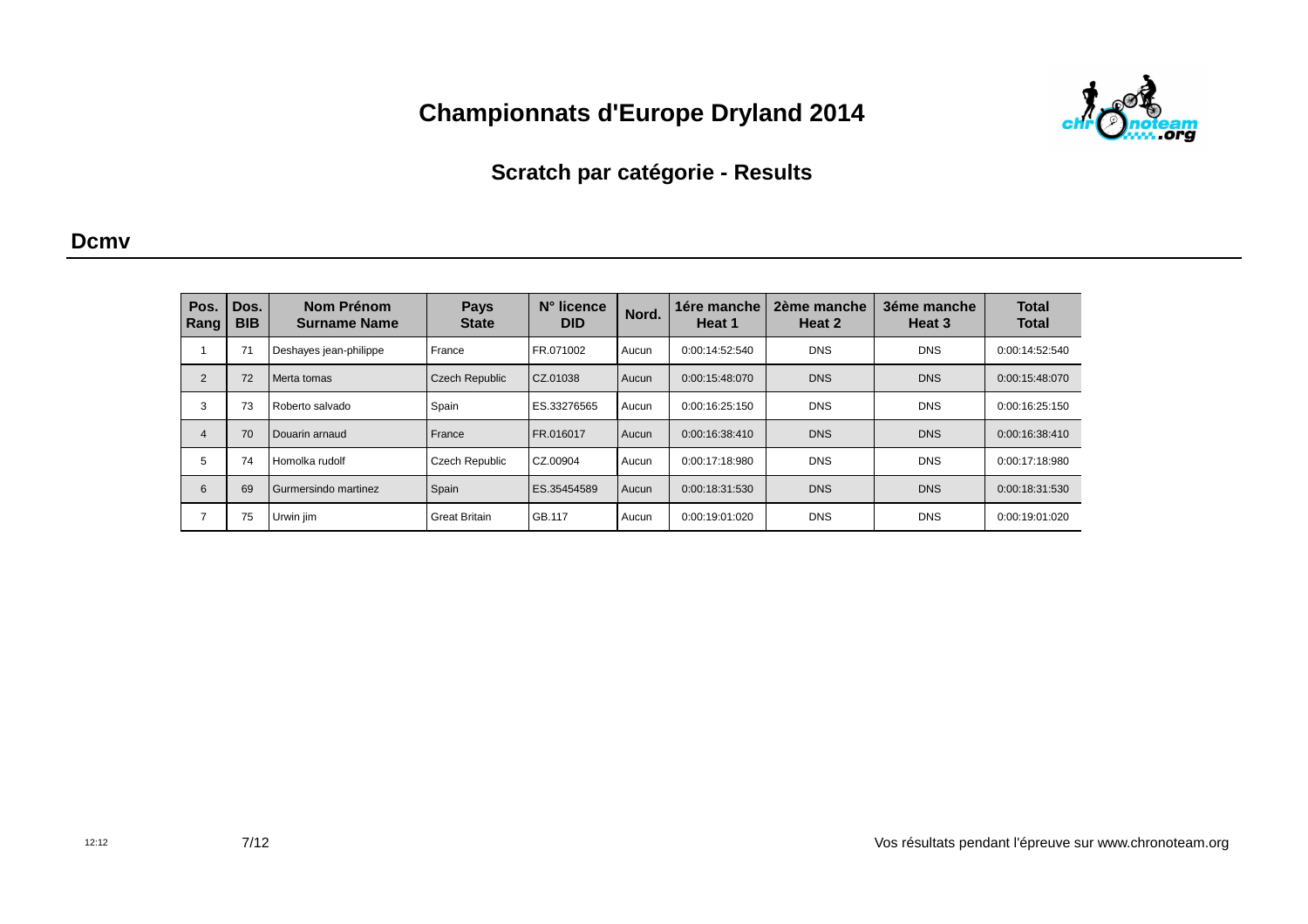# Championnats d'Europe Dryland 2014

## Scratch par catégorie - Results

### Dcmv

| Pos. Rang | Dos. BIB | Nom Prénom Surname Name | Pays State | N° licence DID | Nord. | 1ére manche Heat 1 | 2ème manche Heat 2 | 3éme manche Heat 3 | Total Total |
|---|---|---|---|---|---|---|---|---|---|
| 1 | 71 | Deshayes jean-philippe | France | FR.071002 | Aucun | 0:00:14:52:540 | DNS | DNS | 0:00:14:52:540 |
| 2 | 72 | Merta tomas | Czech Republic | CZ.01038 | Aucun | 0:00:15:48:070 | DNS | DNS | 0:00:15:48:070 |
| 3 | 73 | Roberto salvado | Spain | ES.33276565 | Aucun | 0:00:16:25:150 | DNS | DNS | 0:00:16:25:150 |
| 4 | 70 | Douarin arnaud | France | FR.016017 | Aucun | 0:00:16:38:410 | DNS | DNS | 0:00:16:38:410 |
| 5 | 74 | Homolka rudolf | Czech Republic | CZ.00904 | Aucun | 0:00:17:18:980 | DNS | DNS | 0:00:17:18:980 |
| 6 | 69 | Gurmersindo martinez | Spain | ES.35454589 | Aucun | 0:00:18:31:530 | DNS | DNS | 0:00:18:31:530 |
| 7 | 75 | Urwin jim | Great Britain | GB.117 | Aucun | 0:00:19:01:020 | DNS | DNS | 0:00:19:01:020 |

12:12

Vos résultats pendant l'épreuve sur www.chronoteam.org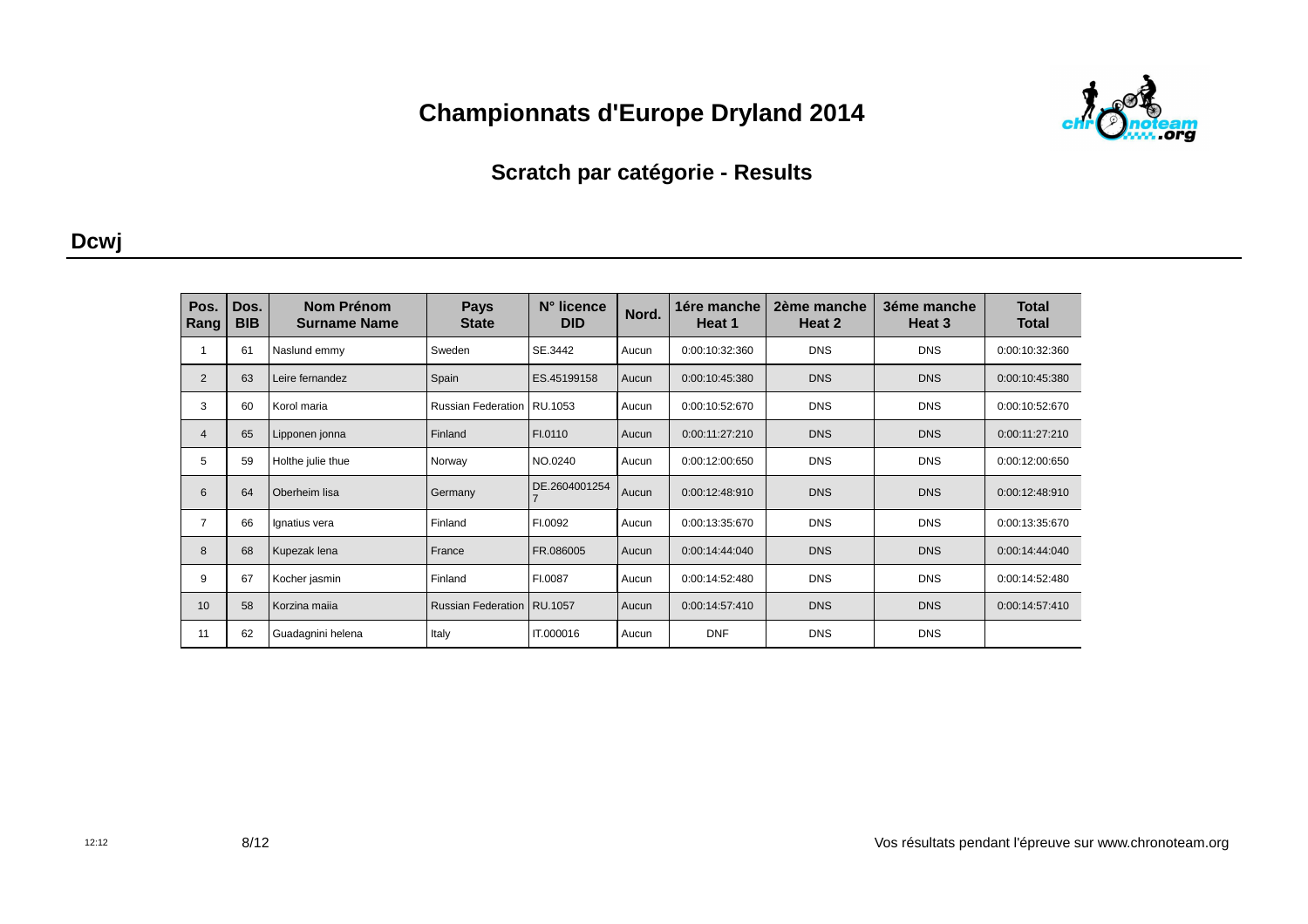# Championnats d'Europe Dryland 2014

## Scratch par catégorie - Results

### Dcwj

| Pos. Rang | Dos. BIB | Nom Prénom Surname Name | Pays State | N° licence DID | Nord. | 1ére manche Heat 1 | 2ème manche Heat 2 | 3éme manche Heat 3 | Total Total |
|---|---|---|---|---|---|---|---|---|---|
| 1 | 61 | Naslund emmy | Sweden | SE.3442 | Aucun | 0:00:10:32:360 | DNS | DNS | 0:00:10:32:360 |
| 2 | 63 | Leire fernandez | Spain | ES.45199158 | Aucun | 0:00:10:45:380 | DNS | DNS | 0:00:10:45:380 |
| 3 | 60 | Korol maria | Russian Federation | RU.1053 | Aucun | 0:00:10:52:670 | DNS | DNS | 0:00:10:52:670 |
| 4 | 65 | Lipponen jonna | Finland | FI.0110 | Aucun | 0:00:11:27:210 | DNS | DNS | 0:00:11:27:210 |
| 5 | 59 | Holthe julie thue | Norway | NO.0240 | Aucun | 0:00:12:00:650 | DNS | DNS | 0:00:12:00:650 |
| 6 | 64 | Oberheim lisa | Germany | DE.26040012547 | Aucun | 0:00:12:48:910 | DNS | DNS | 0:00:12:48:910 |
| 7 | 66 | Ignatius vera | Finland | FI.0092 | Aucun | 0:00:13:35:670 | DNS | DNS | 0:00:13:35:670 |
| 8 | 68 | Kupezak lena | France | FR.086005 | Aucun | 0:00:14:44:040 | DNS | DNS | 0:00:14:44:040 |
| 9 | 67 | Kocher jasmin | Finland | FI.0087 | Aucun | 0:00:14:52:480 | DNS | DNS | 0:00:14:52:480 |
| 10 | 58 | Korzina maiia | Russian Federation | RU.1057 | Aucun | 0:00:14:57:410 | DNS | DNS | 0:00:14:57:410 |
| 11 | 62 | Guadagnini helena | Italy | IT.000016 | Aucun | DNF | DNS | DNS | |

Vos résultats pendant l'épreuve sur www.chronoteam.org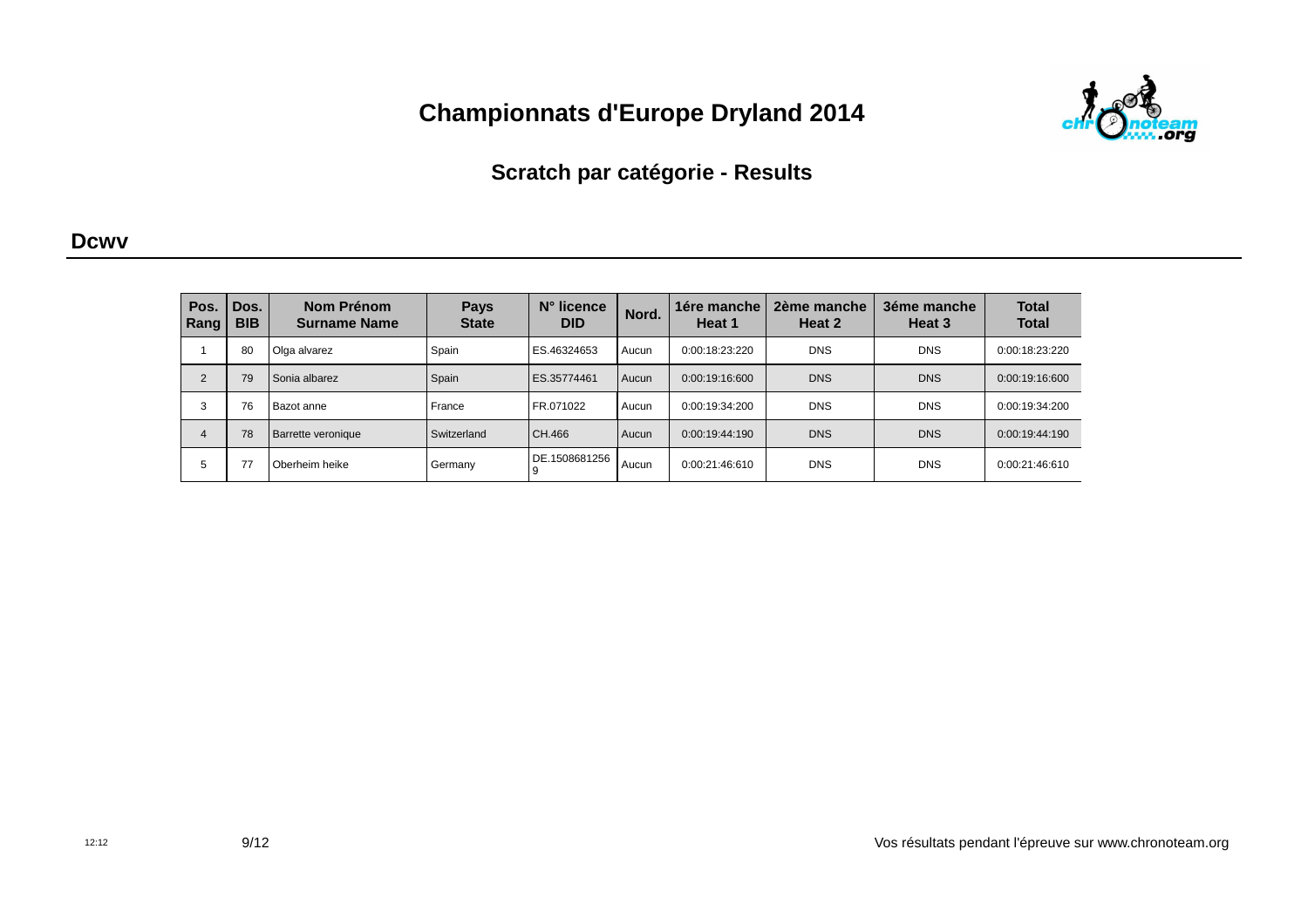# Championnats d'Europe Dryland 2014

## Scratch par catégorie - Results

### Dcwv

| Pos. Rang | Dos. BIB | Nom Prénom Surname Name | Pays State | N° licence DID | Nord. | 1ére manche Heat 1 | 2ème manche Heat 2 | 3éme manche Heat 3 | Total Total |
|---|---|---|---|---|---|---|---|---|---|
| 1 | 80 | Olga alvarez | Spain | ES.46324653 | Aucun | 0:00:18:23:220 | DNS | DNS | 0:00:18:23:220 |
| 2 | 79 | Sonia albarez | Spain | ES.35774461 | Aucun | 0:00:19:16:600 | DNS | DNS | 0:00:19:16:600 |
| 3 | 76 | Bazot anne | France | FR.071022 | Aucun | 0:00:19:34:200 | DNS | DNS | 0:00:19:34:200 |
| 4 | 78 | Barrette veronique | Switzerland | CH.466 | Aucun | 0:00:19:44:190 | DNS | DNS | 0:00:19:44:190 |
| 5 | 77 | Oberheim heike | Germany | DE.15086812569 | Aucun | 0:00:21:46:610 | DNS | DNS | 0:00:21:46:610 |

12:12

Vos résultats pendant l'épreuve sur www.chronoteam.org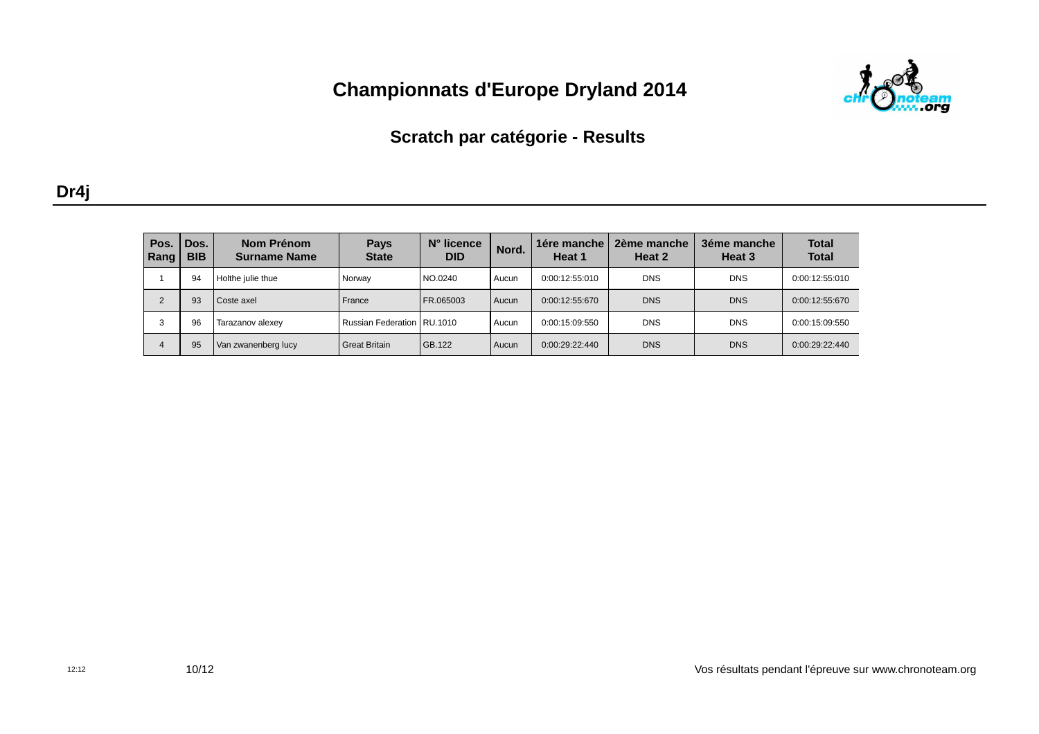# Championnats d'Europe Dryland 2014

## Scratch par catégorie - Results

### Dr4j

| Pos. Rang | Dos. BIB | Nom Prénom Surname Name | Pays State | N° licence DID | Nord. | 1ére manche Heat 1 | 2ème manche Heat 2 | 3éme manche Heat 3 | Total Total |
|---|---|---|---|---|---|---|---|---|---|
| 1 | 94 | Holthe julie thue | Norway | NO.0240 | Aucun | 0:00:12:55:010 | DNS | DNS | 0:00:12:55:010 |
| 2 | 93 | Coste axel | France | FR.065003 | Aucun | 0:00:12:55:670 | DNS | DNS | 0:00:12:55:670 |
| 3 | 96 | Tarazanov alexey | Russian Federation | RU.1010 | Aucun | 0:00:15:09:550 | DNS | DNS | 0:00:15:09:550 |
| 4 | 95 | Van zwanenberg lucy | Great Britain | GB.122 | Aucun | 0:00:29:22:440 | DNS | DNS | 0:00:29:22:440 |

12:12

Vos résultats pendant l'épreuve sur www.chronoteam.org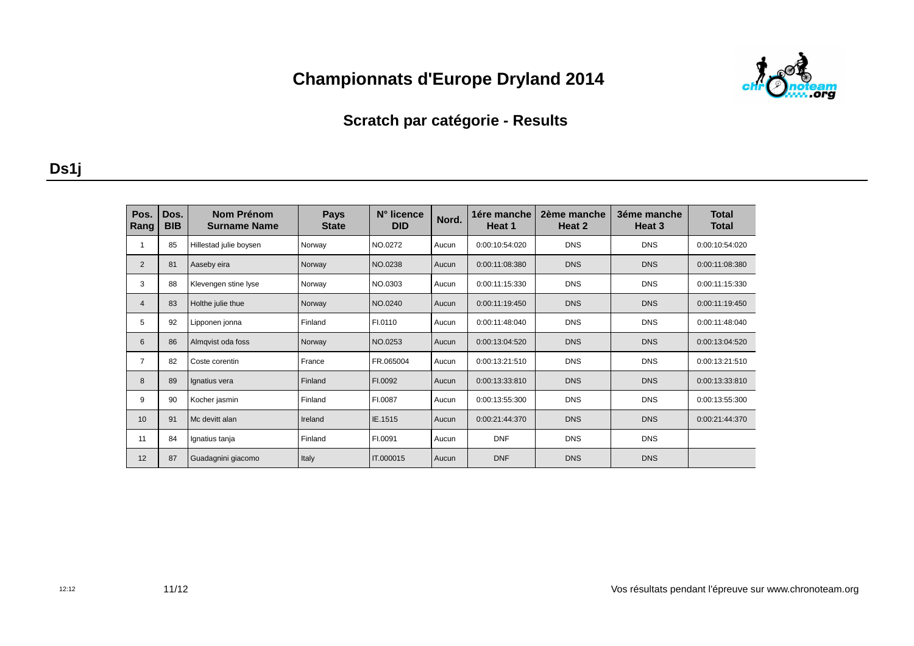# Championnats d'Europe Dryland 2014

## Scratch par catégorie - Results

### Ds1j

| Pos. Rang | Dos. BIB | Nom Prénom Surname Name | Pays State | N° licence DID | Nord. | 1ére manche Heat 1 | 2ème manche Heat 2 | 3éme manche Heat 3 | Total Total |
|---|---|---|---|---|---|---|---|---|---|
| 1 | 85 | Hillestad julie boysen | Norway | NO.0272 | Aucun | 0:00:10:54:020 | DNS | DNS | 0:00:10:54:020 |
| 2 | 81 | Aaseby eira | Norway | NO.0238 | Aucun | 0:00:11:08:380 | DNS | DNS | 0:00:11:08:380 |
| 3 | 88 | Klevengen stine lyse | Norway | NO.0303 | Aucun | 0:00:11:15:330 | DNS | DNS | 0:00:11:15:330 |
| 4 | 83 | Holthe julie thue | Norway | NO.0240 | Aucun | 0:00:11:19:450 | DNS | DNS | 0:00:11:19:450 |
| 5 | 92 | Lipponen jonna | Finland | FI.0110 | Aucun | 0:00:11:48:040 | DNS | DNS | 0:00:11:48:040 |
| 6 | 86 | Almqvist oda foss | Norway | NO.0253 | Aucun | 0:00:13:04:520 | DNS | DNS | 0:00:13:04:520 |
| 7 | 82 | Coste corentin | France | FR.065004 | Aucun | 0:00:13:21:510 | DNS | DNS | 0:00:13:21:510 |
| 8 | 89 | Ignatius vera | Finland | FI.0092 | Aucun | 0:00:13:33:810 | DNS | DNS | 0:00:13:33:810 |
| 9 | 90 | Kocher jasmin | Finland | FI.0087 | Aucun | 0:00:13:55:300 | DNS | DNS | 0:00:13:55:300 |
| 10 | 91 | Mc devitt alan | Ireland | IE.1515 | Aucun | 0:00:21:44:370 | DNS | DNS | 0:00:21:44:370 |
| 11 | 84 | Ignatius tanja | Finland | FI.0091 | Aucun | DNF | DNS | DNS | |
| 12 | 87 | Guadagnini giacomo | Italy | IT.000015 | Aucun | DNF | DNS | DNS | |

Vos résultats pendant l'épreuve sur www.chronoteam.org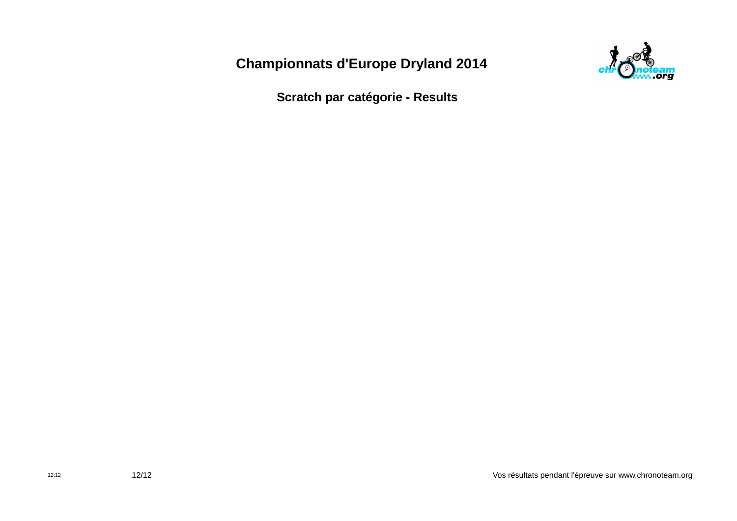# Championnats d'Europe Dryland 2014

## Scratch par catégorie - Results